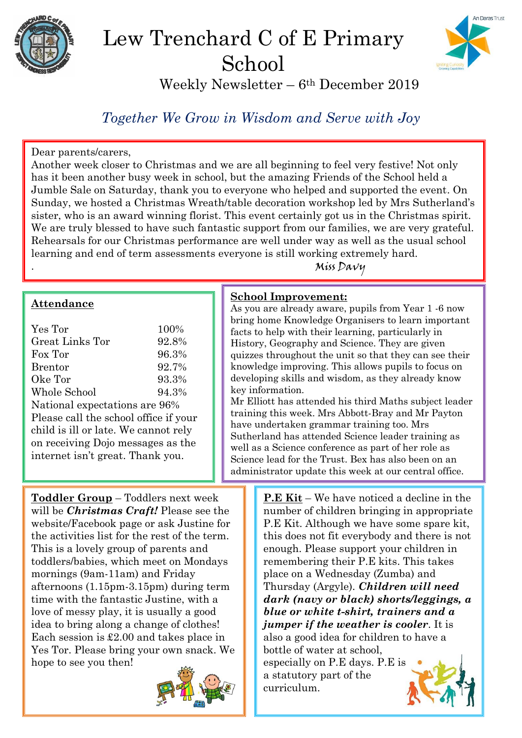# Lew Trenchard C of E Primary School

Weekly Newsletter – 6th December 2019

*Together We Grow in Wisdom and Serve with Joy*

Dear parents/carers,

Another week closer to Christmas and we are all beginning to feel very festive! Not only has it been another busy week in school, but the amazing Friends of the School held a Jumble Sale on Saturday, thank you to everyone who helped and supported the event. On Sunday, we hosted a Christmas Wreath/table decoration workshop led by Mrs Sutherland's sister, who is an award winning florist. This event certainly got us in the Christmas spirit. We are truly blessed to have such fantastic support from our families, we are very grateful. Rehearsals for our Christmas performance are well under way as well as the usual school learning and end of term assessments everyone is still working extremely hard.

Miss Davy

## Attendance

| | |
|---|---|
| Yes Tor | 100% |
| Great Links Tor | 92.8% |
| Fox Tor | 96.3% |
| Brentor | 92.7% |
| Oke Tor | 93.3% |
| Whole School | 94.3% |

National expectations are 96%

Please call the school office if your child is ill or late. We cannot rely on receiving Dojo messages as the internet isn't great. Thank you.

## School Improvement:

As you are already aware, pupils from Year 1 -6 now bring home Knowledge Organisers to learn important facts to help with their learning, particularly in History, Geography and Science. They are given quizzes throughout the unit so that they can see their knowledge improving. This allows pupils to focus on developing skills and wisdom, as they already know key information.

Mr Elliott has attended his third Maths subject leader training this week. Mrs Abbott-Bray and Mr Payton have undertaken grammar training too. Mrs Sutherland has attended Science leader training as well as a Science conference as part of her role as Science lead for the Trust. Bex has also been on an administrator update this week at our central office.

**Toddler Group** – Toddlers next week will be ***Christmas Craft!*** Please see the website/Facebook page or ask Justine for the activities list for the rest of the term. This is a lovely group of parents and toddlers/babies, which meet on Mondays mornings (9am-11am) and Friday afternoons (1.15pm-3.15pm) during term time with the fantastic Justine, with a love of messy play, it is usually a good idea to bring along a change of clothes! Each session is £2.00 and takes place in Yes Tor. Please bring your own snack. We hope to see you then!

**P.E Kit** – We have noticed a decline in the number of children bringing in appropriate P.E Kit. Although we have some spare kit, this does not fit everybody and there is not enough. Please support your children in remembering their P.E kits. This takes place on a Wednesday (Zumba) and Thursday (Argyle). ***Children will need dark (navy or black) shorts/leggings, a blue or white t-shirt, trainers and a jumper if the weather is cooler***. It is also a good idea for children to have a bottle of water at school, especially on P.E days. P.E is a statutory part of the curriculum.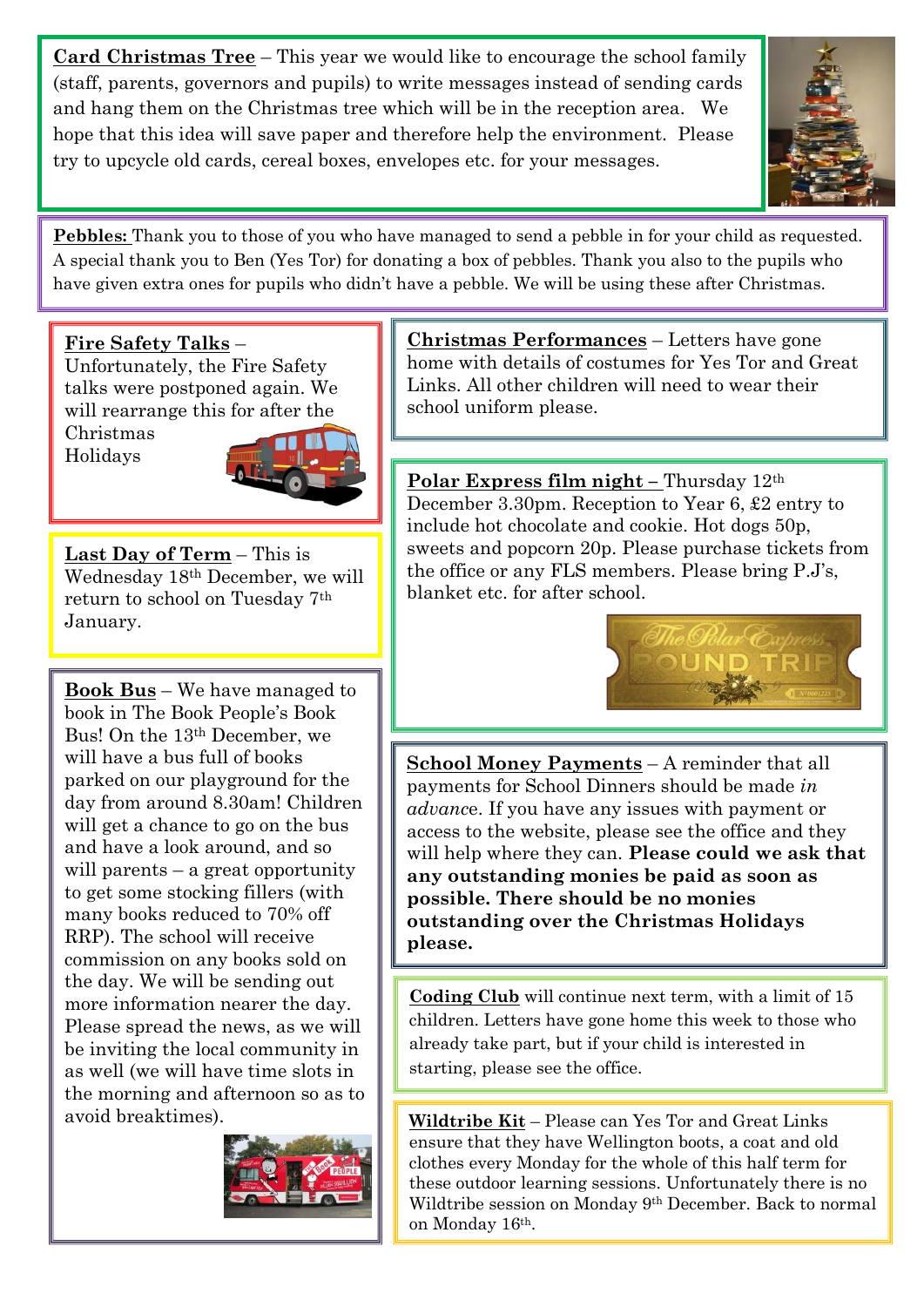**Card Christmas Tree** – This year we would like to encourage the school family (staff, parents, governors and pupils) to write messages instead of sending cards and hang them on the Christmas tree which will be in the reception area. We hope that this idea will save paper and therefore help the environment. Please try to upcycle old cards, cereal boxes, envelopes etc. for your messages.

**Pebbles:** Thank you to those of you who have managed to send a pebble in for your child as requested. A special thank you to Ben (Yes Tor) for donating a box of pebbles. Thank you also to the pupils who have given extra ones for pupils who didn't have a pebble. We will be using these after Christmas.

**Fire Safety Talks** – Unfortunately, the Fire Safety talks were postponed again. We will rearrange this for after the Christmas Holidays

**Last Day of Term** – This is Wednesday 18th December, we will return to school on Tuesday 7th January.

**Book Bus** – We have managed to book in The Book People's Book Bus! On the 13th December, we will have a bus full of books parked on our playground for the day from around 8.30am! Children will get a chance to go on the bus and have a look around, and so will parents – a great opportunity to get some stocking fillers (with many books reduced to 70% off RRP). The school will receive commission on any books sold on the day. We will be sending out more information nearer the day. Please spread the news, as we will be inviting the local community in as well (we will have time slots in the morning and afternoon so as to avoid breaktimes).

**Christmas Performances** – Letters have gone home with details of costumes for Yes Tor and Great Links. All other children will need to wear their school uniform please.

**Polar Express film night** – Thursday 12th December 3.30pm. Reception to Year 6, £2 entry to include hot chocolate and cookie. Hot dogs 50p, sweets and popcorn 20p. Please purchase tickets from the office or any FLS members. Please bring P.J's, blanket etc. for after school.

**School Money Payments** – A reminder that all payments for School Dinners should be made *in advance*. If you have any issues with payment or access to the website, please see the office and they will help where they can. **Please could we ask that any outstanding monies be paid as soon as possible. There should be no monies outstanding over the Christmas Holidays please.**

**Coding Club** will continue next term, with a limit of 15 children. Letters have gone home this week to those who already take part, but if your child is interested in starting, please see the office.

**Wildtribe Kit** – Please can Yes Tor and Great Links ensure that they have Wellington boots, a coat and old clothes every Monday for the whole of this half term for these outdoor learning sessions. Unfortunately there is no Wildtribe session on Monday 9th December. Back to normal on Monday 16th.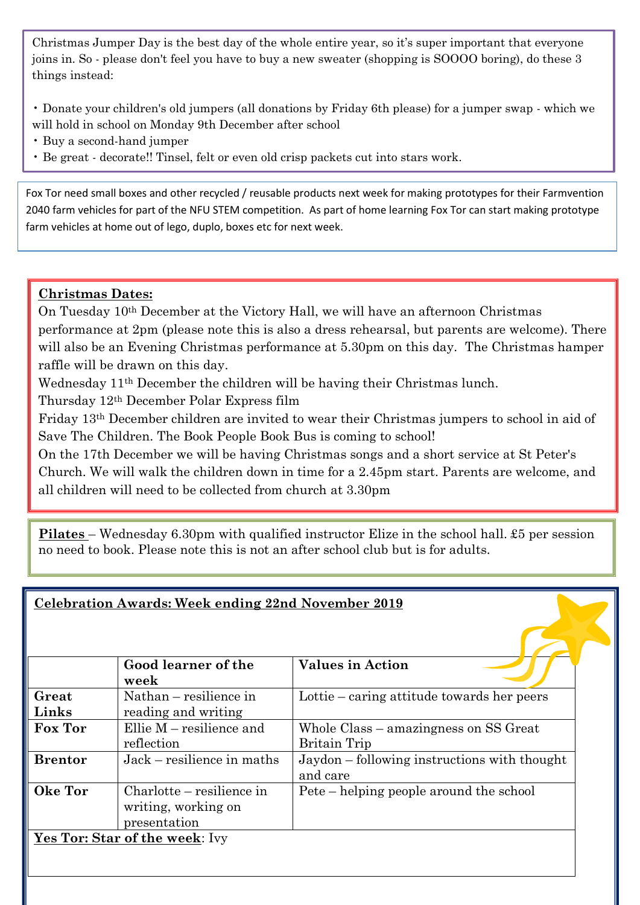Christmas Jumper Day is the best day of the whole entire year, so it's super important that everyone joins in. So - please don't feel you have to buy a new sweater (shopping is SOOOO boring), do these 3 things instead:

- Donate your children's old jumpers (all donations by Friday 6th please) for a jumper swap - which we will hold in school on Monday 9th December after school
- Buy a second-hand jumper
- Be great - decorate!! Tinsel, felt or even old crisp packets cut into stars work.

Fox Tor need small boxes and other recycled / reusable products next week for making prototypes for their Farmvention 2040 farm vehicles for part of the NFU STEM competition. As part of home learning Fox Tor can start making prototype farm vehicles at home out of lego, duplo, boxes etc for next week.

**Christmas Dates:**

On Tuesday 10th December at the Victory Hall, we will have an afternoon Christmas performance at 2pm (please note this is also a dress rehearsal, but parents are welcome). There will also be an Evening Christmas performance at 5.30pm on this day. The Christmas hamper raffle will be drawn on this day.

Wednesday 11th December the children will be having their Christmas lunch.

Thursday 12th December Polar Express film

Friday 13th December children are invited to wear their Christmas jumpers to school in aid of Save The Children. The Book People Book Bus is coming to school!

On the 17th December we will be having Christmas songs and a short service at St Peter's Church. We will walk the children down in time for a 2.45pm start. Parents are welcome, and all children will need to be collected from church at 3.30pm

**Pilates** – Wednesday 6.30pm with qualified instructor Elize in the school hall. £5 per session no need to book. Please note this is not an after school club but is for adults.

**Celebration Awards: Week ending 22nd November 2019**

| | Good learner of the week | Values in Action |
|---|---|---|
| **Great Links** | Nathan – resilience in reading and writing | Lottie – caring attitude towards her peers |
| **Fox Tor** | Ellie M – resilience and reflection | Whole Class – amazingness on SS Great Britain Trip |
| **Brentor** | Jack – resilience in maths | Jaydon – following instructions with thought and care |
| **Oke Tor** | Charlotte – resilience in writing, working on presentation | Pete – helping people around the school |

**Yes Tor: Star of the week**: Ivy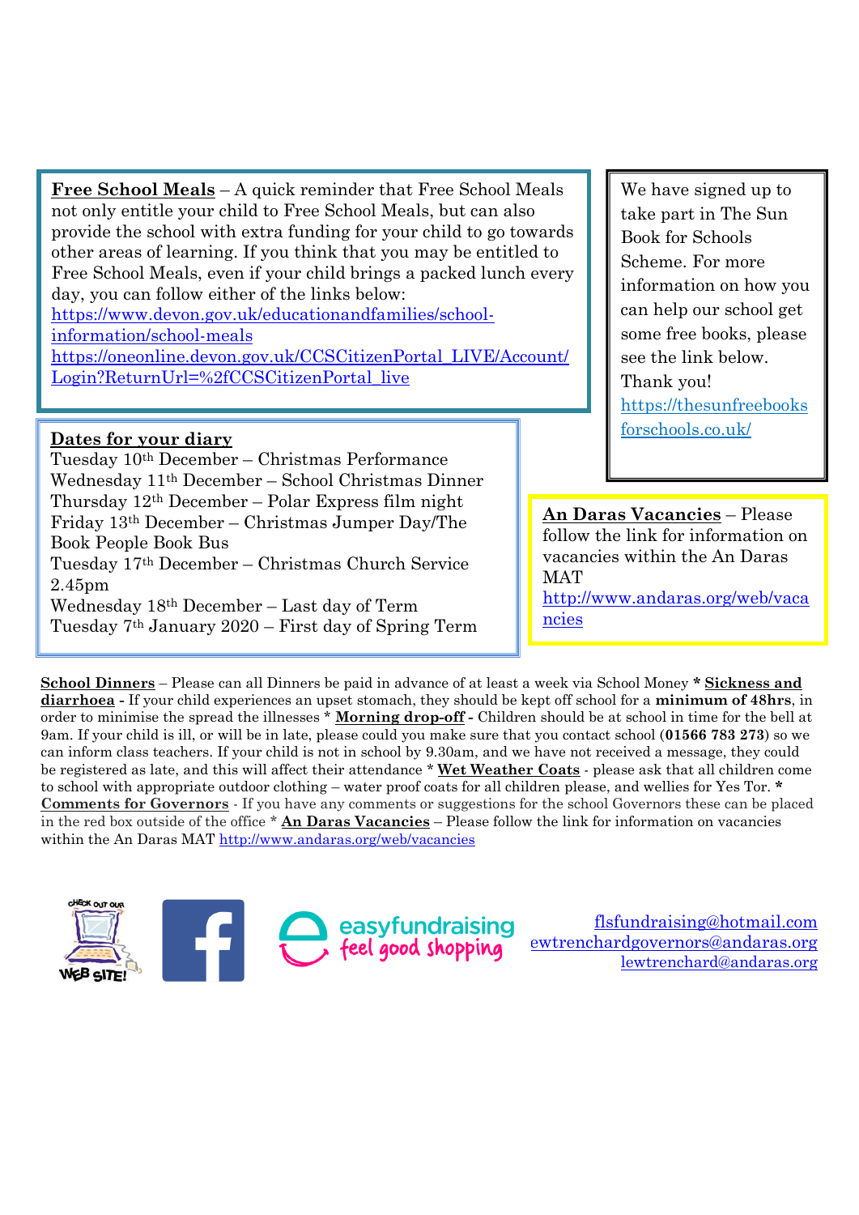**Free School Meals** – A quick reminder that Free School Meals not only entitle your child to Free School Meals, but can also provide the school with extra funding for your child to go towards other areas of learning. If you think that you may be entitled to Free School Meals, even if your child brings a packed lunch every day, you can follow either of the links below:
https://www.devon.gov.uk/educationandfamilies/school-information/school-meals
https://oneonline.devon.gov.uk/CCSCitizenPortal_LIVE/Account/Login?ReturnUrl=%2fCCSCitizenPortal_live

We have signed up to take part in The Sun Book for Schools Scheme. For more information on how you can help our school get some free books, please see the link below. Thank you!
https://thesunfreebooksforschools.co.uk/

**Dates for your diary**

Tuesday 10th December – Christmas Performance
Wednesday 11th December – School Christmas Dinner
Thursday 12th December – Polar Express film night
Friday 13th December – Christmas Jumper Day/The Book People Book Bus
Tuesday 17th December – Christmas Church Service 2.45pm
Wednesday 18th December – Last day of Term
Tuesday 7th January 2020 – First day of Spring Term

**An Daras Vacancies** – Please follow the link for information on vacancies within the An Daras MAT
http://www.andaras.org/web/vacancies

**School Dinners** – Please can all Dinners be paid in advance of at least a week via School Money * **Sickness and diarrhoea** - If your child experiences an upset stomach, they should be kept off school for a **minimum of 48hrs**, in order to minimise the spread the illnesses * **Morning drop-off** - Children should be at school in time for the bell at 9am. If your child is ill, or will be in late, please could you make sure that you contact school (**01566 783 273**) so we can inform class teachers. If your child is not in school by 9.30am, and we have not received a message, they could be registered as late, and this will affect their attendance * **Wet Weather Coats** - please ask that all children come to school with appropriate outdoor clothing – water proof coats for all children please, and wellies for Yes Tor. * **Comments for Governors** - If you have any comments or suggestions for the school Governors these can be placed in the red box outside of the office * **An Daras Vacancies** – Please follow the link for information on vacancies within the An Daras MAT http://www.andaras.org/web/vacancies

CHECK OUT OUR WEB SITE!

easyfundraising feel good shopping

flsfundraising@hotmail.com
ewtrenchardgovernors@andaras.org
lewtrenchard@andaras.org